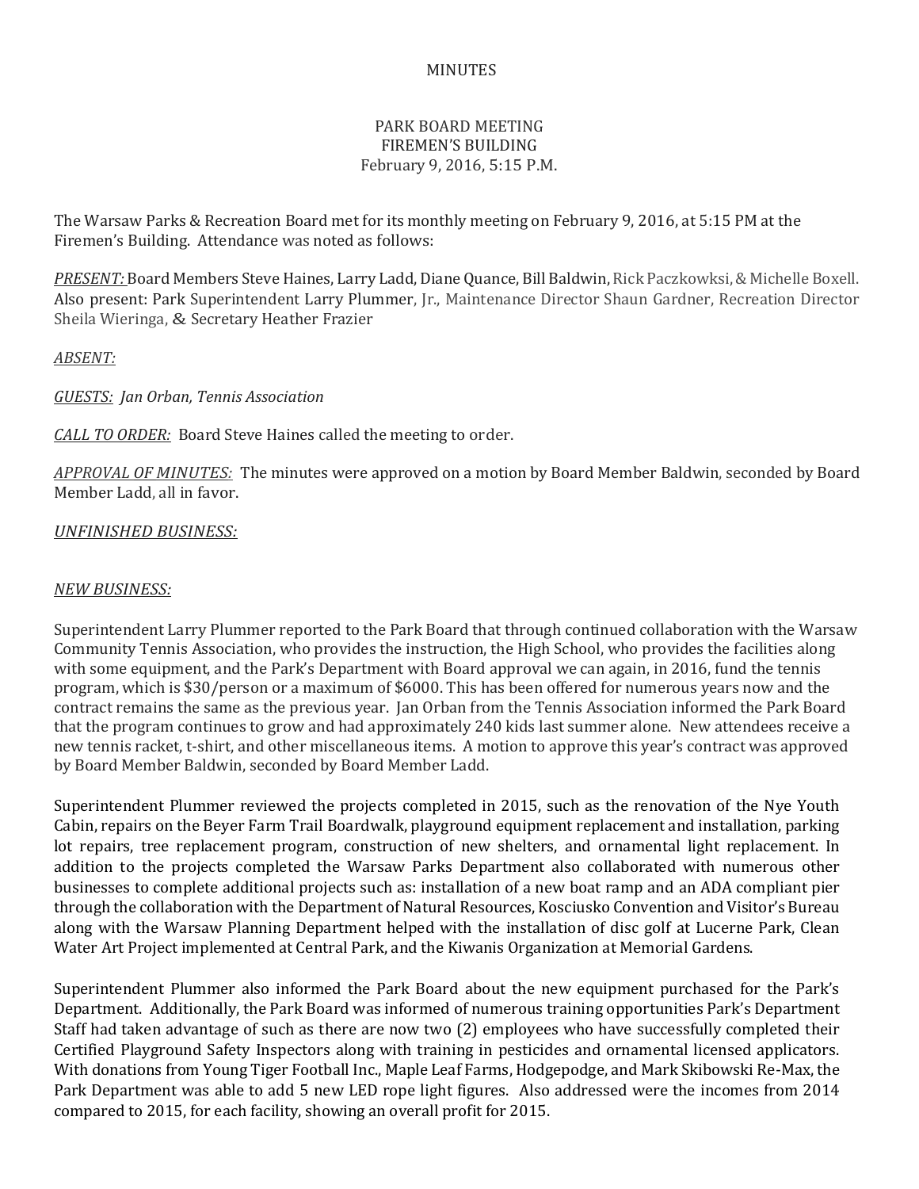MINUTES

PARK BOARD MEETING
FIREMEN'S BUILDING
February 9, 2016, 5:15 P.M.

The Warsaw Parks & Recreation Board met for its monthly meeting on February 9, 2016, at 5:15 PM at the Firemen's Building. Attendance was noted as follows:

*PRESENT:* Board Members Steve Haines, Larry Ladd, Diane Quance, Bill Baldwin, Rick Paczkowksi, & Michelle Boxell. Also present: Park Superintendent Larry Plummer, Jr., Maintenance Director Shaun Gardner, Recreation Director Sheila Wieringa, & Secretary Heather Frazier

*ABSENT:*

*GUESTS: Jan Orban, Tennis Association*

*CALL TO ORDER:* Board Steve Haines called the meeting to order.

*APPROVAL OF MINUTES:* The minutes were approved on a motion by Board Member Baldwin, seconded by Board Member Ladd, all in favor.

*UNFINISHED BUSINESS:*

*NEW BUSINESS:*

Superintendent Larry Plummer reported to the Park Board that through continued collaboration with the Warsaw Community Tennis Association, who provides the instruction, the High School, who provides the facilities along with some equipment, and the Park's Department with Board approval we can again, in 2016, fund the tennis program, which is $30/person or a maximum of $6000. This has been offered for numerous years now and the contract remains the same as the previous year. Jan Orban from the Tennis Association informed the Park Board that the program continues to grow and had approximately 240 kids last summer alone. New attendees receive a new tennis racket, t-shirt, and other miscellaneous items. A motion to approve this year's contract was approved by Board Member Baldwin, seconded by Board Member Ladd.

Superintendent Plummer reviewed the projects completed in 2015, such as the renovation of the Nye Youth Cabin, repairs on the Beyer Farm Trail Boardwalk, playground equipment replacement and installation, parking lot repairs, tree replacement program, construction of new shelters, and ornamental light replacement. In addition to the projects completed the Warsaw Parks Department also collaborated with numerous other businesses to complete additional projects such as: installation of a new boat ramp and an ADA compliant pier through the collaboration with the Department of Natural Resources, Kosciusko Convention and Visitor's Bureau along with the Warsaw Planning Department helped with the installation of disc golf at Lucerne Park, Clean Water Art Project implemented at Central Park, and the Kiwanis Organization at Memorial Gardens.

Superintendent Plummer also informed the Park Board about the new equipment purchased for the Park's Department. Additionally, the Park Board was informed of numerous training opportunities Park's Department Staff had taken advantage of such as there are now two (2) employees who have successfully completed their Certified Playground Safety Inspectors along with training in pesticides and ornamental licensed applicators. With donations from Young Tiger Football Inc., Maple Leaf Farms, Hodgepodge, and Mark Skibowski Re-Max, the Park Department was able to add 5 new LED rope light figures. Also addressed were the incomes from 2014 compared to 2015, for each facility, showing an overall profit for 2015.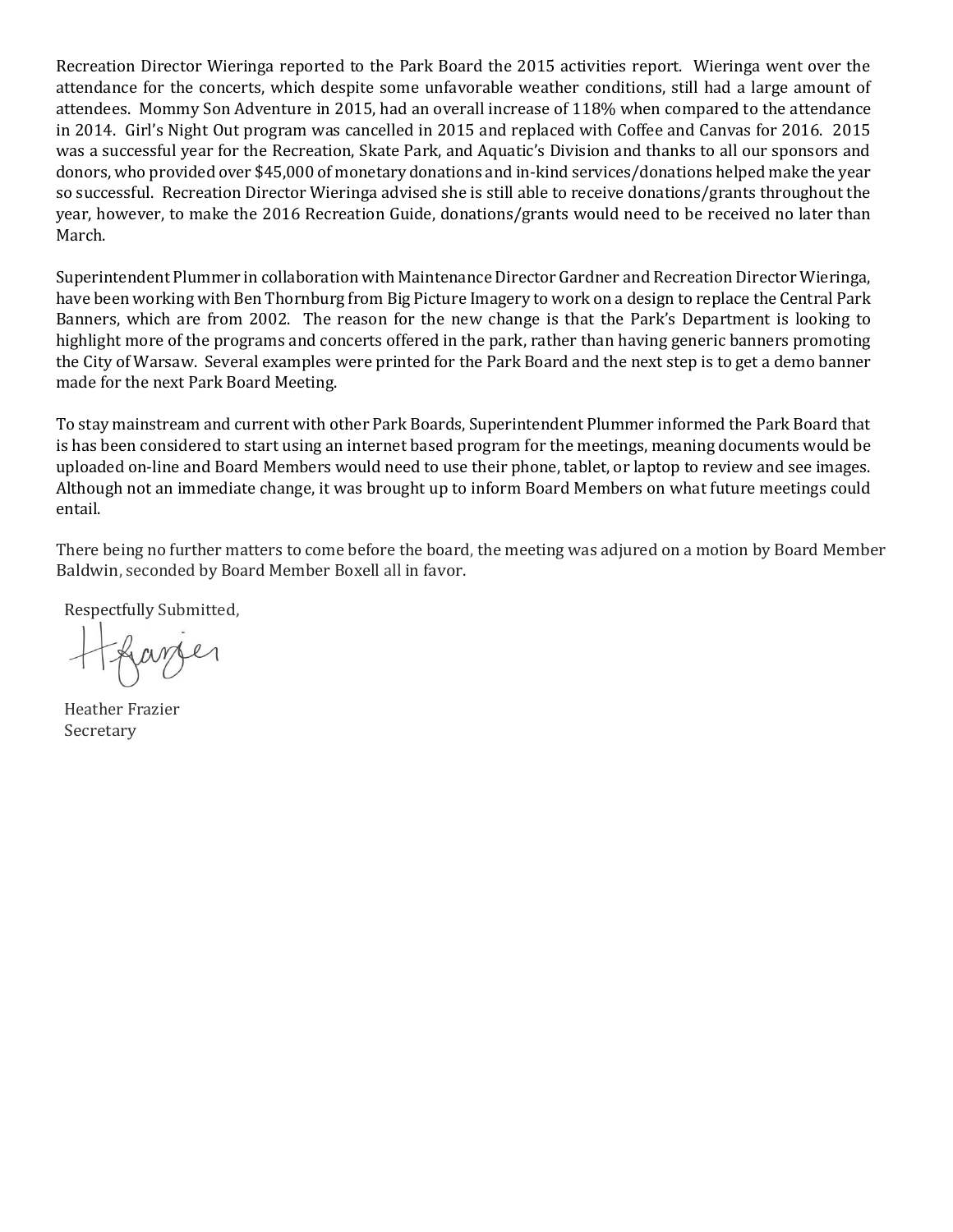Recreation Director Wieringa reported to the Park Board the 2015 activities report. Wieringa went over the attendance for the concerts, which despite some unfavorable weather conditions, still had a large amount of attendees. Mommy Son Adventure in 2015, had an overall increase of 118% when compared to the attendance in 2014. Girl's Night Out program was cancelled in 2015 and replaced with Coffee and Canvas for 2016. 2015 was a successful year for the Recreation, Skate Park, and Aquatic's Division and thanks to all our sponsors and donors, who provided over $45,000 of monetary donations and in-kind services/donations helped make the year so successful. Recreation Director Wieringa advised she is still able to receive donations/grants throughout the year, however, to make the 2016 Recreation Guide, donations/grants would need to be received no later than March.

Superintendent Plummer in collaboration with Maintenance Director Gardner and Recreation Director Wieringa, have been working with Ben Thornburg from Big Picture Imagery to work on a design to replace the Central Park Banners, which are from 2002. The reason for the new change is that the Park's Department is looking to highlight more of the programs and concerts offered in the park, rather than having generic banners promoting the City of Warsaw. Several examples were printed for the Park Board and the next step is to get a demo banner made for the next Park Board Meeting.

To stay mainstream and current with other Park Boards, Superintendent Plummer informed the Park Board that is has been considered to start using an internet based program for the meetings, meaning documents would be uploaded on-line and Board Members would need to use their phone, tablet, or laptop to review and see images. Although not an immediate change, it was brought up to inform Board Members on what future meetings could entail.

There being no further matters to come before the board, the meeting was adjured on a motion by Board Member Baldwin, seconded by Board Member Boxell all in favor.

Respectfully Submitted,

H Frazier

Heather Frazier
Secretary